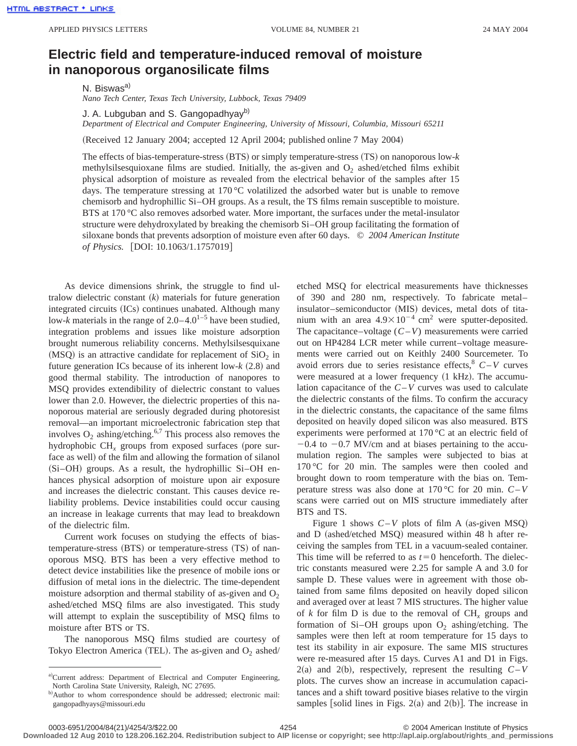# Electric field and temperature-induced removal of moisture in nanoporous organosilicate films

N. Biswas[a)]
*Nano Tech Center, Texas Tech University, Lubbock, Texas 79409*

J. A. Lubguban and S. Gangopadhyay[b)]
*Department of Electrical and Computer Engineering, University of Missouri, Columbia, Missouri 65211*

(Received 12 January 2004; accepted 12 April 2004; published online 7 May 2004)

The effects of bias-temperature-stress (BTS) or simply temperature-stress (TS) on nanoporous low-*k* methylsilsesquioxane films are studied. Initially, the as-given and $O_2$ ashed/etched films exhibit physical adsorption of moisture as revealed from the electrical behavior of the samples after 15 days. The temperature stressing at 170 °C volatilized the adsorbed water but is unable to remove chemisorb and hydrophillic Si–OH groups. As a result, the TS films remain susceptible to moisture. BTS at 170 °C also removes adsorbed water. More important, the surfaces under the metal-insulator structure were dehydroxylated by breaking the chemisorb Si–OH group facilitating the formation of siloxane bonds that prevents adsorption of moisture even after 60 days. © *2004 American Institute of Physics.* [DOI: 10.1063/1.1757019]

As device dimensions shrink, the struggle to find ultralow dielectric constant (*k*) materials for future generation integrated circuits (ICs) continues unabated. Although many low-*k* materials in the range of 2.0–4.0[1–5] have been studied, integration problems and issues like moisture adsorption brought numerous reliability concerns. Methylsilsesquixane (MSQ) is an attractive candidate for replacement of $SiO_2$ in future generation ICs because of its inherent low-*k* (2.8) and good thermal stability. The introduction of nanopores to MSQ provides extendibility of dielectric constant to values lower than 2.0. However, the dielectric properties of this nanoporous material are seriously degraded during photoresist removal—an important microelectronic fabrication step that involves $O_2$ ashing/etching.[6,7] This process also removes the hydrophobic $CH_x$ groups from exposed surfaces (pore surface as well) of the film and allowing the formation of silanol (Si–OH) groups. As a result, the hydrophillic Si–OH enhances physical adsorption of moisture upon air exposure and increases the dielectric constant. This causes device reliability problems. Device instabilities could occur causing an increase in leakage currents that may lead to breakdown of the dielectric film.

Current work focuses on studying the effects of bias-temperature-stress (BTS) or temperature-stress (TS) of nanoporous MSQ. BTS has been a very effective method to detect device instabilities like the presence of mobile ions or diffusion of metal ions in the dielectric. The time-dependent moisture adsorption and thermal stability of as-given and $O_2$ ashed/etched MSQ films are also investigated. This study will attempt to explain the susceptibility of MSQ films to moisture after BTS or TS.

The nanoporous MSQ films studied are courtesy of Tokyo Electron America (TEL). The as-given and $O_2$ ashed/etched MSQ for electrical measurements have thicknesses of 390 and 280 nm, respectively. To fabricate metal–insulator–semiconductor (MIS) devices, metal dots of titanium with an area $4.9\times10^{-4}$ cm$^2$ were sputter-deposited. The capacitance–voltage (*C–V*) measurements were carried out on HP4284 LCR meter while current–voltage measurements were carried out on Keithly 2400 Sourcemeter. To avoid errors due to series resistance effects,[8] *C–V* curves were measured at a lower frequency (1 kHz). The accumulation capacitance of the *C–V* curves was used to calculate the dielectric constants of the films. To confirm the accuracy in the dielectric constants, the capacitance of the same films deposited on heavily doped silicon was also measured. BTS experiments were performed at 170 °C at an electric field of −0.4 to −0.7 MV/cm and at biases pertaining to the accumulation region. The samples were subjected to bias at 170 °C for 20 min. The samples were then cooled and brought down to room temperature with the bias on. Temperature stress was also done at 170 °C for 20 min. *C–V* scans were carried out on MIS structure immediately after BTS and TS.

Figure 1 shows *C–V* plots of film A (as-given MSQ) and D (ashed/etched MSQ) measured within 48 h after receiving the samples from TEL in a vacuum-sealed container. This time will be referred to as $t=0$ henceforth. The dielectric constants measured were 2.25 for sample A and 3.0 for sample D. These values were in agreement with those obtained from same films deposited on heavily doped silicon and averaged over at least 7 MIS structures. The higher value of *k* for film D is due to the removal of $CH_x$ groups and formation of Si–OH groups upon $O_2$ ashing/etching. The samples were then left at room temperature for 15 days to test its stability in air exposure. The same MIS structures were re-measured after 15 days. Curves A1 and D1 in Figs. 2(a) and 2(b), respectively, represent the resulting *C–V* plots. The curves show an increase in accumulation capacitances and a shift toward positive biases relative to the virgin samples [solid lines in Figs. 2(a) and 2(b)]. The increase in

[a)]Current address: Department of Electrical and Computer Engineering, North Carolina State University, Raleigh, NC 27695.

[b)]Author to whom correspondence should be addressed; electronic mail: gangopadhyays@missouri.edu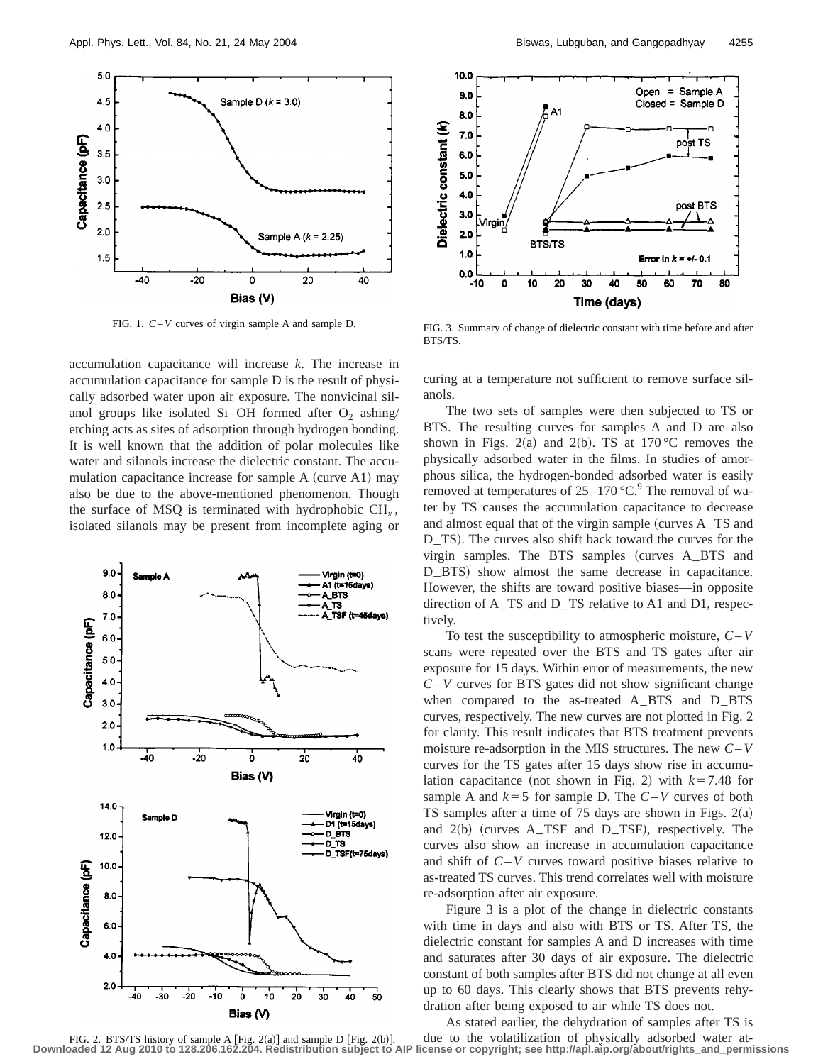FIG. 1. $C$–$V$ curves of virgin sample A and sample D.

FIG. 3. Summary of change of dielectric constant with time before and after BTS/TS.

accumulation capacitance will increase $k$. The increase in accumulation capacitance for sample D is the result of physically adsorbed water upon air exposure. The nonvicinal silanol groups like isolated Si–OH formed after $O_2$ ashing/etching acts as sites of adsorption through hydrogen bonding. It is well known that the addition of polar molecules like water and silanols increase the dielectric constant. The accumulation capacitance increase for sample A (curve A1) may also be due to the above-mentioned phenomenon. Though the surface of MSQ is terminated with hydrophobic $CH_x$, isolated silanols may be present from incomplete aging or curing at a temperature not sufficient to remove surface silanols.

The two sets of samples were then subjected to TS or BTS. The resulting curves for samples A and D are also shown in Figs. 2(a) and 2(b). TS at 170 °C removes the physically adsorbed water in the films. In studies of amorphous silica, the hydrogen-bonded adsorbed water is easily removed at temperatures of 25–170 °C.[9] The removal of water by TS causes the accumulation capacitance to decrease and almost equal that of the virgin sample (curves A_TS and D_TS). The curves also shift back toward the curves for the virgin samples. The BTS samples (curves A_BTS and D_BTS) show almost the same decrease in capacitance. However, the shifts are toward positive biases—in opposite direction of A_TS and D_TS relative to A1 and D1, respectively.

To test the susceptibility to atmospheric moisture, $C$–$V$ scans were repeated over the BTS and TS gates after air exposure for 15 days. Within error of measurements, the new $C$–$V$ curves for BTS gates did not show significant change when compared to the as-treated A_BTS and D_BTS curves, respectively. The new curves are not plotted in Fig. 2 for clarity. This result indicates that BTS treatment prevents moisture re-adsorption in the MIS structures. The new $C$–$V$ curves for the TS gates after 15 days show rise in accumulation capacitance (not shown in Fig. 2) with $k = 7.48$ for sample A and $k = 5$ for sample D. The $C$–$V$ curves of both TS samples after a time of 75 days are shown in Figs. 2(a) and 2(b) (curves A_TSF and D_TSF), respectively. The curves also show an increase in accumulation capacitance and shift of $C$–$V$ curves toward positive biases relative to as-treated TS curves. This trend correlates well with moisture re-adsorption after air exposure.

Figure 3 is a plot of the change in dielectric constants with time in days and also with BTS or TS. After TS, the dielectric constant for samples A and D increases with time and saturates after 30 days of air exposure. The dielectric constant of both samples after BTS did not change at all even up to 60 days. This clearly shows that BTS prevents rehydration after being exposed to air while TS does not.

As stated earlier, the dehydration of samples after TS is due to the volatilization of physically adsorbed water at-

FIG. 2. BTS/TS history of sample A [Fig. 2(a)] and sample D [Fig. 2(b)].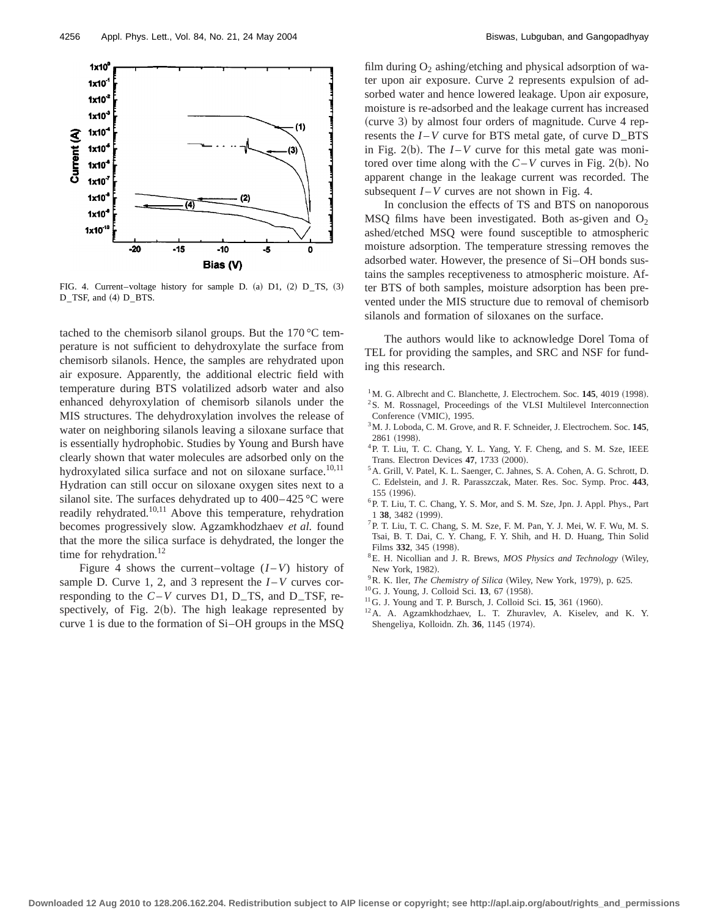1x10⁰
1x10⁻¹
1x10⁻²
1x10⁻³
1x10⁻⁴
1x10⁻⁵
1x10⁻⁶
1x10⁻⁷
1x10⁻⁸
1x10⁻⁹
1x10⁻¹⁰
Current (A)
-20 -15 -10 -5 0
Bias (V)
(1)
(3)
(2)
(4)

FIG. 4. Current–voltage history for sample D. (a) D1, (2) D_TS, (3) D_TSF, and (4) D_BTS.

tached to the chemisorb silanol groups. But the 170 °C temperature is not sufficient to dehydroxylate the surface from chemisorb silanols. Hence, the samples are rehydrated upon air exposure. Apparently, the additional electric field with temperature during BTS volatilized adsorb water and also enhanced dehyroxylation of chemisorb silanols under the MIS structures. The dehydroxylation involves the release of water on neighboring silanols leaving a siloxane surface that is essentially hydrophobic. Studies by Young and Bursh have clearly shown that water molecules are adsorbed only on the hydroxylated silica surface and not on siloxane surface.[10,11] Hydration can still occur on siloxane oxygen sites next to a silanol site. The surfaces dehydrated up to 400–425 °C were readily rehydrated.[10,11] Above this temperature, rehydration becomes progressively slow. Agzamkhodzhaev *et al.* found that the more the silica surface is dehydrated, the longer the time for rehydration.[12]

Figure 4 shows the current–voltage ($I$–$V$) history of sample D. Curve 1, 2, and 3 represent the $I$–$V$ curves corresponding to the $C$–$V$ curves D1, D_TS, and D_TSF, respectively, of Fig. 2(b). The high leakage represented by curve 1 is due to the formation of Si–OH groups in the MSQ film during $O_2$ ashing/etching and physical adsorption of water upon air exposure. Curve 2 represents expulsion of adsorbed water and hence lowered leakage. Upon air exposure, moisture is re-adsorbed and the leakage current has increased (curve 3) by almost four orders of magnitude. Curve 4 represents the $I$–$V$ curve for BTS metal gate, of curve D_BTS in Fig. 2(b). The $I$–$V$ curve for this metal gate was monitored over time along with the $C$–$V$ curves in Fig. 2(b). No apparent change in the leakage current was recorded. The subsequent $I$–$V$ curves are not shown in Fig. 4.

In conclusion the effects of TS and BTS on nanoporous MSQ films have been investigated. Both as-given and $O_2$ ashed/etched MSQ were found susceptible to atmospheric moisture adsorption. The temperature stressing removes the adsorbed water. However, the presence of Si–OH bonds sustains the samples receptiveness to atmospheric moisture. After BTS of both samples, moisture adsorption has been prevented under the MIS structure due to removal of chemisorb silanols and formation of siloxanes on the surface.

The authors would like to acknowledge Dorel Toma of TEL for providing the samples, and SRC and NSF for funding this research.

[1] M. G. Albrecht and C. Blanchette, J. Electrochem. Soc. **145**, 4019 (1998).
[2] S. M. Rossnagel, Proceedings of the VLSI Multilevel Interconnection Conference (VMIC), 1995.
[3] M. J. Loboda, C. M. Grove, and R. F. Schneider, J. Electrochem. Soc. **145**, 2861 (1998).
[4] P. T. Liu, T. C. Chang, Y. L. Yang, Y. F. Cheng, and S. M. Sze, IEEE Trans. Electron Devices **47**, 1733 (2000).
[5] A. Grill, V. Patel, K. L. Saenger, C. Jahnes, S. A. Cohen, A. G. Schrott, D. C. Edelstein, and J. R. Parasszczak, Mater. Res. Soc. Symp. Proc. **443**, 155 (1996).
[6] P. T. Liu, T. C. Chang, Y. S. Mor, and S. M. Sze, Jpn. J. Appl. Phys., Part 1 **38**, 3482 (1999).
[7] P. T. Liu, T. C. Chang, S. M. Sze, F. M. Pan, Y. J. Mei, W. F. Wu, M. S. Tsai, B. T. Dai, C. Y. Chang, F. Y. Shih, and H. D. Huang, Thin Solid Films **332**, 345 (1998).
[8] E. H. Nicollian and J. R. Brews, *MOS Physics and Technology* (Wiley, New York, 1982).
[9] R. K. Iler, *The Chemistry of Silica* (Wiley, New York, 1979), p. 625.
[10] G. J. Young, J. Colloid Sci. **13**, 67 (1958).
[11] G. J. Young and T. P. Bursch, J. Colloid Sci. **15**, 361 (1960).
[12] A. A. Agzamkhodzhaev, L. T. Zhuravlev, A. Kiselev, and K. Y. Shengeliya, Kolloidn. Zh. **36**, 1145 (1974).